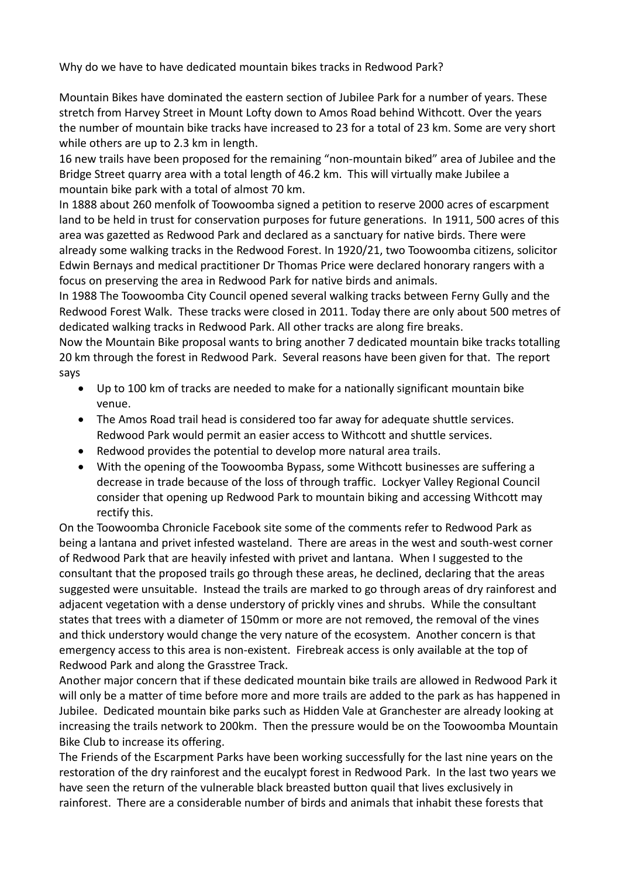Why do we have to have dedicated mountain bikes tracks in Redwood Park?

Mountain Bikes have dominated the eastern section of Jubilee Park for a number of years. These stretch from Harvey Street in Mount Lofty down to Amos Road behind Withcott. Over the years the number of mountain bike tracks have increased to 23 for a total of 23 km. Some are very short while others are up to 2.3 km in length.

16 new trails have been proposed for the remaining "non-mountain biked" area of Jubilee and the Bridge Street quarry area with a total length of 46.2 km. This will virtually make Jubilee a mountain bike park with a total of almost 70 km.

In 1888 about 260 menfolk of Toowoomba signed a petition to reserve 2000 acres of escarpment land to be held in trust for conservation purposes for future generations. In 1911, 500 acres of this area was gazetted as Redwood Park and declared as a sanctuary for native birds. There were already some walking tracks in the Redwood Forest. In 1920/21, two Toowoomba citizens, solicitor Edwin Bernays and medical practitioner Dr Thomas Price were declared honorary rangers with a focus on preserving the area in Redwood Park for native birds and animals.

In 1988 The Toowoomba City Council opened several walking tracks between Ferny Gully and the Redwood Forest Walk. These tracks were closed in 2011. Today there are only about 500 metres of dedicated walking tracks in Redwood Park. All other tracks are along fire breaks.

Now the Mountain Bike proposal wants to bring another 7 dedicated mountain bike tracks totalling 20 km through the forest in Redwood Park. Several reasons have been given for that. The report says

- Up to 100 km of tracks are needed to make for a nationally significant mountain bike venue.
- The Amos Road trail head is considered too far away for adequate shuttle services. Redwood Park would permit an easier access to Withcott and shuttle services.
- Redwood provides the potential to develop more natural area trails.
- With the opening of the Toowoomba Bypass, some Withcott businesses are suffering a decrease in trade because of the loss of through traffic. Lockyer Valley Regional Council consider that opening up Redwood Park to mountain biking and accessing Withcott may rectify this.

On the Toowoomba Chronicle Facebook site some of the comments refer to Redwood Park as being a lantana and privet infested wasteland. There are areas in the west and south-west corner of Redwood Park that are heavily infested with privet and lantana. When I suggested to the consultant that the proposed trails go through these areas, he declined, declaring that the areas suggested were unsuitable. Instead the trails are marked to go through areas of dry rainforest and adjacent vegetation with a dense understory of prickly vines and shrubs. While the consultant states that trees with a diameter of 150mm or more are not removed, the removal of the vines and thick understory would change the very nature of the ecosystem. Another concern is that emergency access to this area is non-existent. Firebreak access is only available at the top of Redwood Park and along the Grasstree Track.

Another major concern that if these dedicated mountain bike trails are allowed in Redwood Park it will only be a matter of time before more and more trails are added to the park as has happened in Jubilee. Dedicated mountain bike parks such as Hidden Vale at Granchester are already looking at increasing the trails network to 200km. Then the pressure would be on the Toowoomba Mountain Bike Club to increase its offering.

The Friends of the Escarpment Parks have been working successfully for the last nine years on the restoration of the dry rainforest and the eucalypt forest in Redwood Park. In the last two years we have seen the return of the vulnerable black breasted button quail that lives exclusively in rainforest. There are a considerable number of birds and animals that inhabit these forests that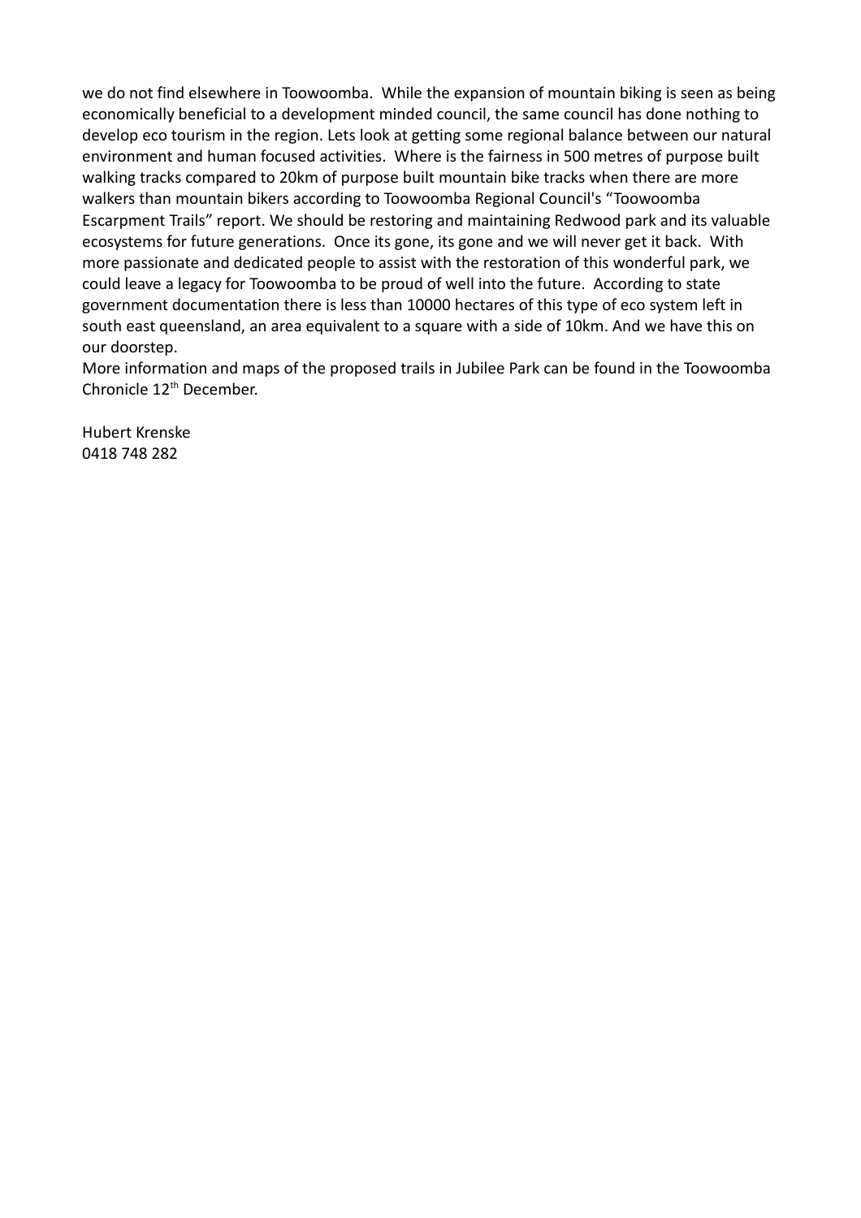we do not find elsewhere in Toowoomba. While the expansion of mountain biking is seen as being economically beneficial to a development minded council, the same council has done nothing to develop eco tourism in the region. Lets look at getting some regional balance between our natural environment and human focused activities. Where is the fairness in 500 metres of purpose built walking tracks compared to 20km of purpose built mountain bike tracks when there are more walkers than mountain bikers according to Toowoomba Regional Council's "Toowoomba Escarpment Trails" report. We should be restoring and maintaining Redwood park and its valuable ecosystems for future generations. Once its gone, its gone and we will never get it back. With more passionate and dedicated people to assist with the restoration of this wonderful park, we could leave a legacy for Toowoomba to be proud of well into the future. According to state government documentation there is less than 10000 hectares of this type of eco system left in south east queensland, an area equivalent to a square with a side of 10km. And we have this on our doorstep.
More information and maps of the proposed trails in Jubilee Park can be found in the Toowoomba Chronicle 12th December.

Hubert Krenske
0418 748 282